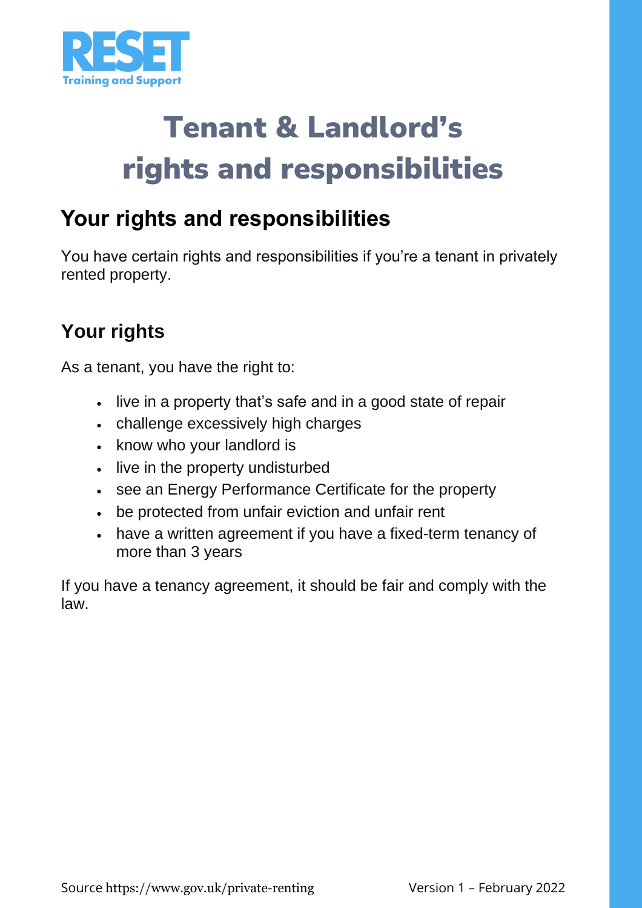RESET

Training and Support

# Tenant & Landlord's rights and responsibilities

## Your rights and responsibilities

You have certain rights and responsibilities if you're a tenant in privately rented property.

### Your rights

As a tenant, you have the right to:

- live in a property that's safe and in a good state of repair
- challenge excessively high charges
- know who your landlord is
- live in the property undisturbed
- see an Energy Performance Certificate for the property
- be protected from unfair eviction and unfair rent
- have a written agreement if you have a fixed-term tenancy of more than 3 years

If you have a tenancy agreement, it should be fair and comply with the law.

Source https://www.gov.uk/private-renting

Version 1 – February 2022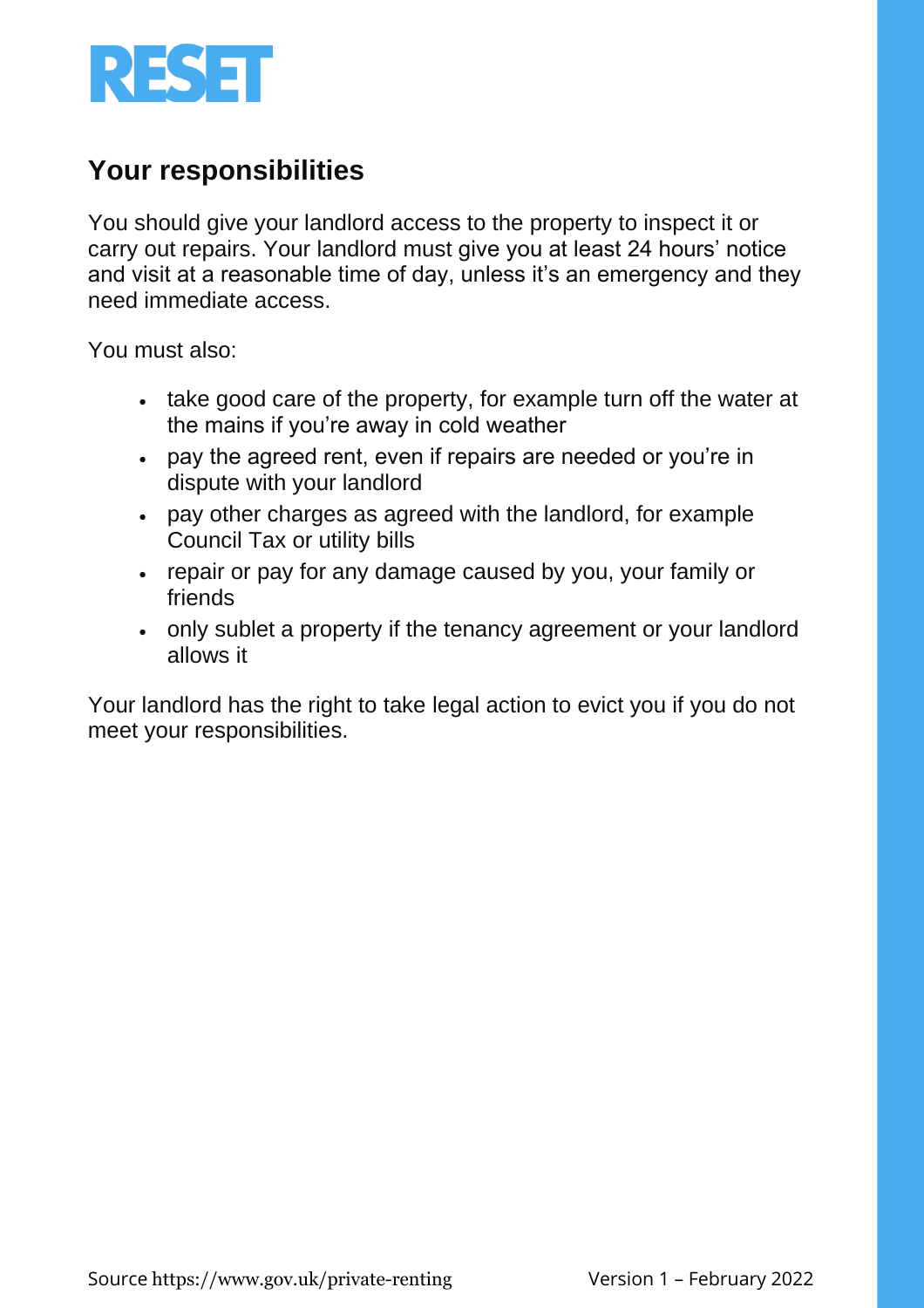## Your responsibilities

You should give your landlord access to the property to inspect it or carry out repairs. Your landlord must give you at least 24 hours' notice and visit at a reasonable time of day, unless it's an emergency and they need immediate access.

You must also:

- take good care of the property, for example turn off the water at the mains if you're away in cold weather
- pay the agreed rent, even if repairs are needed or you're in dispute with your landlord
- pay other charges as agreed with the landlord, for example Council Tax or utility bills
- repair or pay for any damage caused by you, your family or friends
- only sublet a property if the tenancy agreement or your landlord allows it

Your landlord has the right to take legal action to evict you if you do not meet your responsibilities.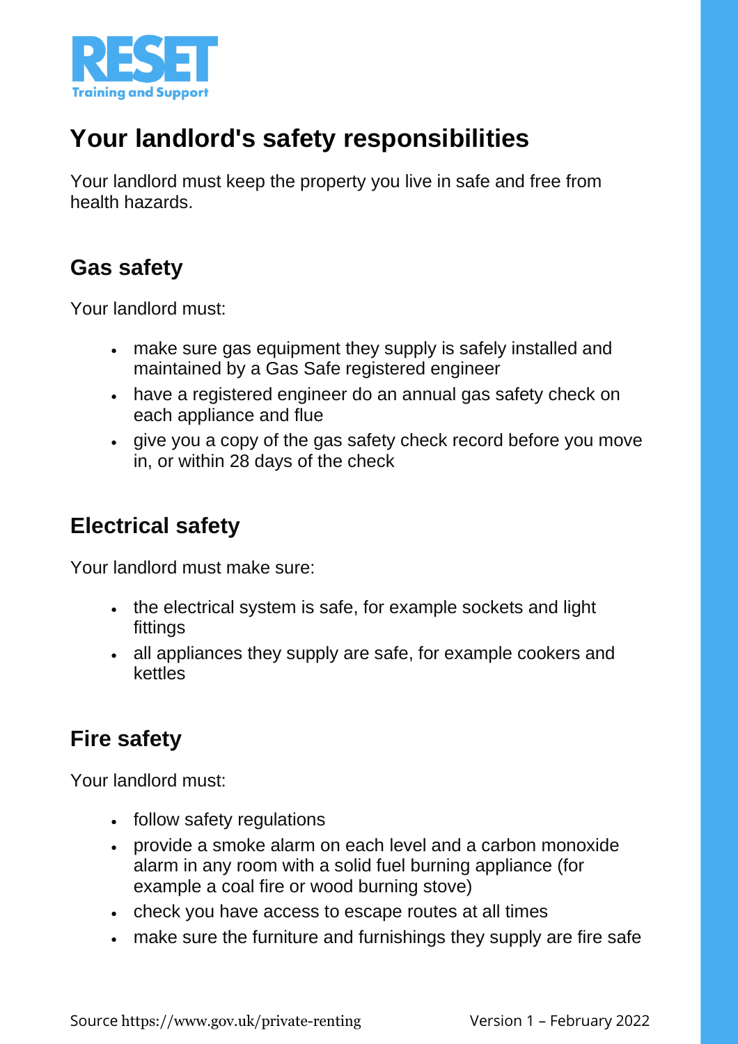# Your landlord's safety responsibilities

Your landlord must keep the property you live in safe and free from health hazards.

## Gas safety

Your landlord must:

- make sure gas equipment they supply is safely installed and maintained by a Gas Safe registered engineer
- have a registered engineer do an annual gas safety check on each appliance and flue
- give you a copy of the gas safety check record before you move in, or within 28 days of the check

## Electrical safety

Your landlord must make sure:

- the electrical system is safe, for example sockets and light fittings
- all appliances they supply are safe, for example cookers and kettles

## Fire safety

Your landlord must:

- follow safety regulations
- provide a smoke alarm on each level and a carbon monoxide alarm in any room with a solid fuel burning appliance (for example a coal fire or wood burning stove)
- check you have access to escape routes at all times
- make sure the furniture and furnishings they supply are fire safe

Source https://www.gov.uk/private-renting

Version 1 – February 2022